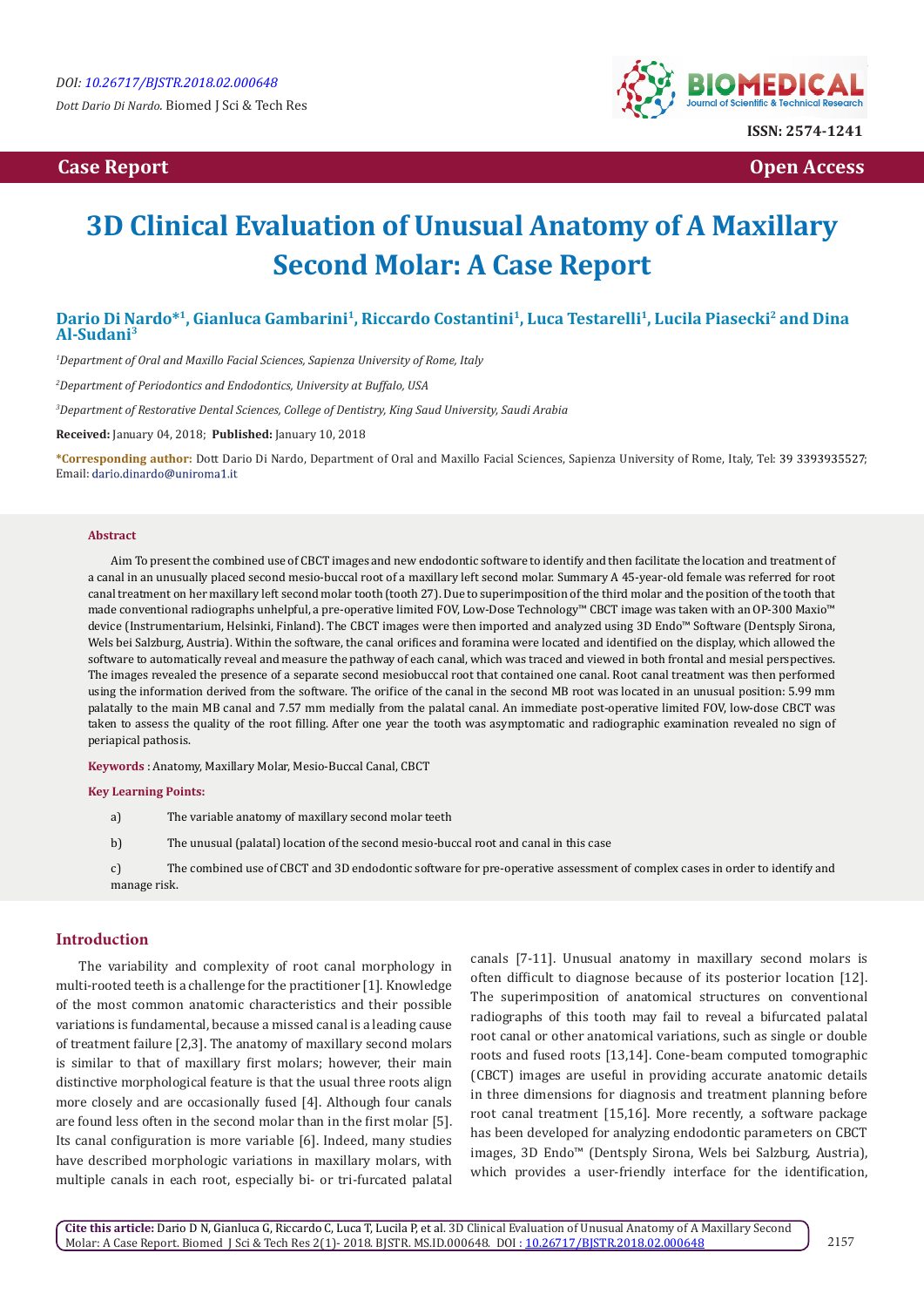DOI: 10.26717/BJSTR.2018.02.000648

*Dott Dario Di Nardo*. Biomed J Sci & Tech Res

ISSN: 2574-1241

**Case Report** **Open Access**

# 3D Clinical Evaluation of Unusual Anatomy of A Maxillary Second Molar: A Case Report

**Dario Di Nardo*[1], Gianluca Gambarini[1], Riccardo Costantini[1], Luca Testarelli[1], Lucila Piasecki[2] and Dina Al-Sudani[3]**

*[1]Department of Oral and Maxillo Facial Sciences, Sapienza University of Rome, Italy*

*[2]Department of Periodontics and Endodontics, University at Buffalo, USA*

*[3]Department of Restorative Dental Sciences, College of Dentistry, King Saud University, Saudi Arabia*

**Received:** January 04, 2018; **Published:** January 10, 2018

**\*Corresponding author:** Dott Dario Di Nardo, Department of Oral and Maxillo Facial Sciences, Sapienza University of Rome, Italy, Tel: 39 3393935527; Email: dario.dinardo@uniroma1.it

### Abstract

Aim To present the combined use of CBCT images and new endodontic software to identify and then facilitate the location and treatment of a canal in an unusually placed second mesio-buccal root of a maxillary left second molar. Summary A 45-year-old female was referred for root canal treatment on her maxillary left second molar tooth (tooth 27). Due to superimposition of the third molar and the position of the tooth that made conventional radiographs unhelpful, a pre-operative limited FOV, Low-Dose Technology™ CBCT image was taken with an OP-300 Maxio™ device (Instrumentarium, Helsinki, Finland). The CBCT images were then imported and analyzed using 3D Endo™ Software (Dentsply Sirona, Wels bei Salzburg, Austria). Within the software, the canal orifices and foramina were located and identified on the display, which allowed the software to automatically reveal and measure the pathway of each canal, which was traced and viewed in both frontal and mesial perspectives. The images revealed the presence of a separate second mesiobuccal root that contained one canal. Root canal treatment was then performed using the information derived from the software. The orifice of the canal in the second MB root was located in an unusual position: 5.99 mm palatally to the main MB canal and 7.57 mm medially from the palatal canal. An immediate post-operative limited FOV, low-dose CBCT was taken to assess the quality of the root filling. After one year the tooth was asymptomatic and radiographic examination revealed no sign of periapical pathosis.

**Keywords** : Anatomy, Maxillary Molar, Mesio-Buccal Canal, CBCT

**Key Learning Points:**

a) The variable anatomy of maxillary second molar teeth

b) The unusual (palatal) location of the second mesio-buccal root and canal in this case

c) The combined use of CBCT and 3D endodontic software for pre-operative assessment of complex cases in order to identify and manage risk.

## Introduction

The variability and complexity of root canal morphology in multi-rooted teeth is a challenge for the practitioner [1]. Knowledge of the most common anatomic characteristics and their possible variations is fundamental, because a missed canal is a leading cause of treatment failure [2,3]. The anatomy of maxillary second molars is similar to that of maxillary first molars; however, their main distinctive morphological feature is that the usual three roots align more closely and are occasionally fused [4]. Although four canals are found less often in the second molar than in the first molar [5]. Its canal configuration is more variable [6]. Indeed, many studies have described morphologic variations in maxillary molars, with multiple canals in each root, especially bi- or tri-furcated palatal canals [7-11]. Unusual anatomy in maxillary second molars is often difficult to diagnose because of its posterior location [12]. The superimposition of anatomical structures on conventional radiographs of this tooth may fail to reveal a bifurcated palatal root canal or other anatomical variations, such as single or double roots and fused roots [13,14]. Cone-beam computed tomographic (CBCT) images are useful in providing accurate anatomic details in three dimensions for diagnosis and treatment planning before root canal treatment [15,16]. More recently, a software package has been developed for analyzing endodontic parameters on CBCT images, 3D Endo™ (Dentsply Sirona, Wels bei Salzburg, Austria), which provides a user-friendly interface for the identification,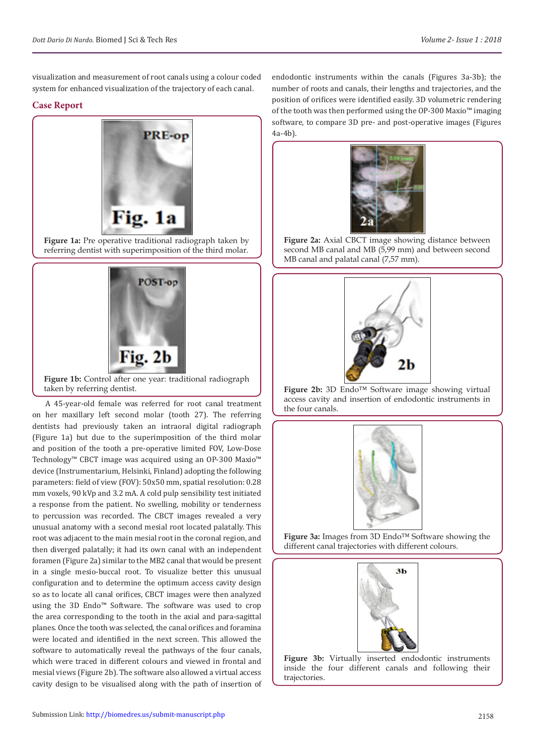visualization and measurement of root canals using a colour coded system for enhanced visualization of the trajectory of each canal.

## Case Report

Figure 1a: Pre operative traditional radiograph taken by referring dentist with superimposition of the third molar.

Figure 1b: Control after one year: traditional radiograph taken by referring dentist.

A 45-year-old female was referred for root canal treatment on her maxillary left second molar (tooth 27). The referring dentists had previously taken an intraoral digital radiograph (Figure 1a) but due to the superimposition of the third molar and position of the tooth a pre-operative limited FOV, Low-Dose Technology™ CBCT image was acquired using an OP-300 Maxio™ device (Instrumentarium, Helsinki, Finland) adopting the following parameters: field of view (FOV): 50x50 mm, spatial resolution: 0.28 mm voxels, 90 kVp and 3.2 mA. A cold pulp sensibility test initiated a response from the patient. No swelling, mobility or tenderness to percussion was recorded. The CBCT images revealed a very unusual anatomy with a second mesial root located palatally. This root was adjacent to the main mesial root in the coronal region, and then diverged palatally; it had its own canal with an independent foramen (Figure 2a) similar to the MB2 canal that would be present in a single mesio-buccal root. To visualize better this unusual configuration and to determine the optimum access cavity design so as to locate all canal orifices, CBCT images were then analyzed using the 3D Endo™ Software. The software was used to crop the area corresponding to the tooth in the axial and para-sagittal planes. Once the tooth was selected, the canal orifices and foramina were located and identified in the next screen. This allowed the software to automatically reveal the pathways of the four canals, which were traced in different colours and viewed in frontal and mesial views (Figure 2b). The software also allowed a virtual access cavity design to be visualised along with the path of insertion of endodontic instruments within the canals (Figures 3a-3b); the number of roots and canals, their lengths and trajectories, and the position of orifices were identified easily. 3D volumetric rendering of the tooth was then performed using the OP-300 Maxio™ imaging software, to compare 3D pre- and post-operative images (Figures 4a-4b).

Figure 2a: Axial CBCT image showing distance between second MB canal and MB (5,99 mm) and between second MB canal and palatal canal (7,57 mm).

Figure 2b: 3D Endo™ Software image showing virtual access cavity and insertion of endodontic instruments in the four canals.

Figure 3a: Images from 3D Endo™ Software showing the different canal trajectories with different colours.

Figure 3b: Virtually inserted endodontic instruments inside the four different canals and following their trajectories.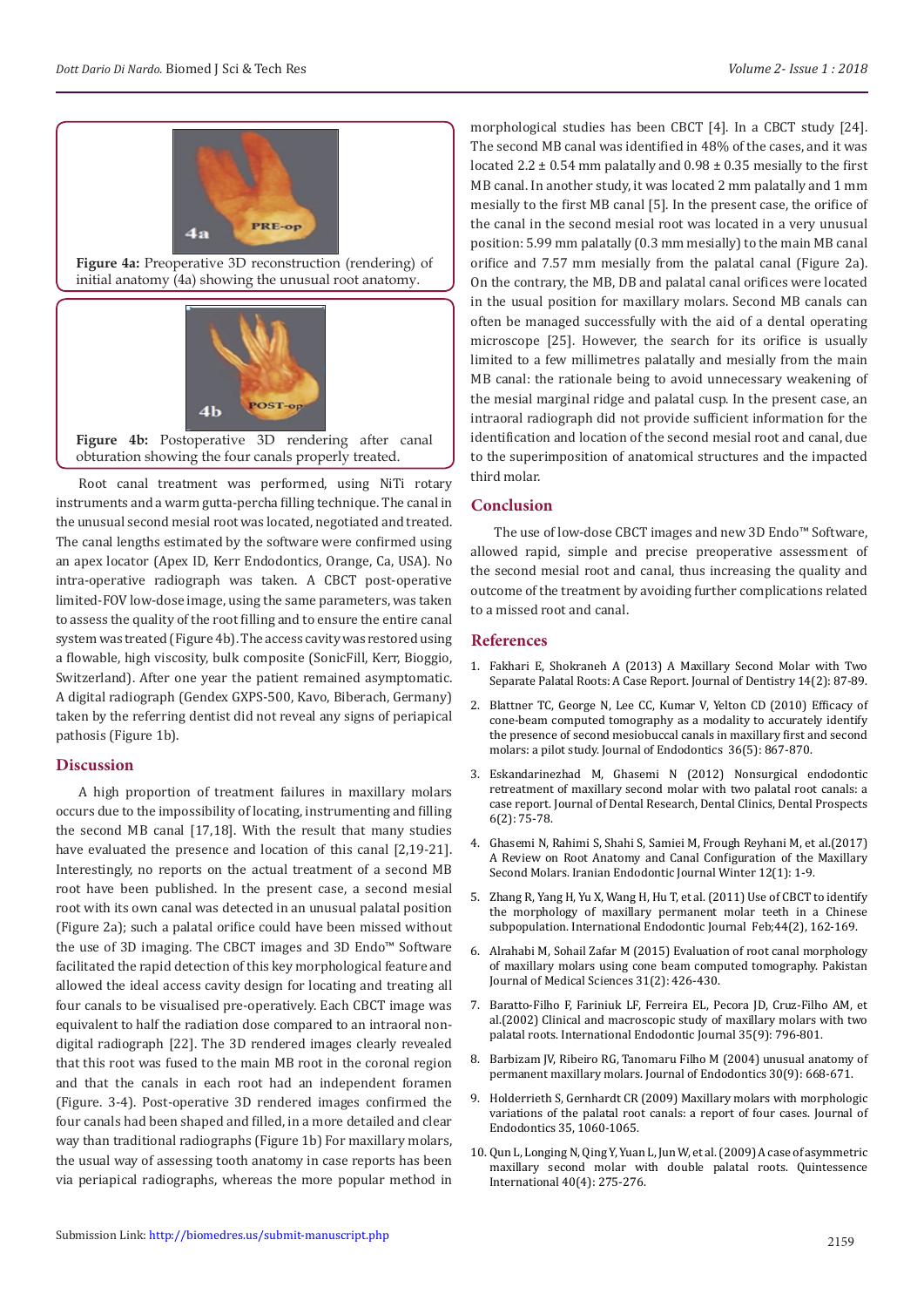**Figure 4a:** Preoperative 3D reconstruction (rendering) of initial anatomy (4a) showing the unusual root anatomy.

**Figure 4b:** Postoperative 3D rendering after canal obturation showing the four canals properly treated.

Root canal treatment was performed, using NiTi rotary instruments and a warm gutta-percha filling technique. The canal in the unusual second mesial root was located, negotiated and treated. The canal lengths estimated by the software were confirmed using an apex locator (Apex ID, Kerr Endodontics, Orange, Ca, USA). No intra-operative radiograph was taken. A CBCT post-operative limited-FOV low-dose image, using the same parameters, was taken to assess the quality of the root filling and to ensure the entire canal system was treated (Figure 4b). The access cavity was restored using a flowable, high viscosity, bulk composite (SonicFill, Kerr, Bioggio, Switzerland). After one year the patient remained asymptomatic. A digital radiograph (Gendex GXPS-500, Kavo, Biberach, Germany) taken by the referring dentist did not reveal any signs of periapical pathosis (Figure 1b).

## Discussion

A high proportion of treatment failures in maxillary molars occurs due to the impossibility of locating, instrumenting and filling the second MB canal [17,18]. With the result that many studies have evaluated the presence and location of this canal [2,19-21]. Interestingly, no reports on the actual treatment of a second MB root have been published. In the present case, a second mesial root with its own canal was detected in an unusual palatal position (Figure 2a); such a palatal orifice could have been missed without the use of 3D imaging. The CBCT images and 3D Endo™ Software facilitated the rapid detection of this key morphological feature and allowed the ideal access cavity design for locating and treating all four canals to be visualised pre-operatively. Each CBCT image was equivalent to half the radiation dose compared to an intraoral non-digital radiograph [22]. The 3D rendered images clearly revealed that this root was fused to the main MB root in the coronal region and that the canals in each root had an independent foramen (Figure. 3-4). Post-operative 3D rendered images confirmed the four canals had been shaped and filled, in a more detailed and clear way than traditional radiographs (Figure 1b) For maxillary molars, the usual way of assessing tooth anatomy in case reports has been via periapical radiographs, whereas the more popular method in morphological studies has been CBCT [4]. In a CBCT study [24]. The second MB canal was identified in 48% of the cases, and it was located 2.2 ± 0.54 mm palatally and 0.98 ± 0.35 mesially to the first MB canal. In another study, it was located 2 mm palatally and 1 mm mesially to the first MB canal [5]. In the present case, the orifice of the canal in the second mesial root was located in a very unusual position: 5.99 mm palatally (0.3 mm mesially) to the main MB canal orifice and 7.57 mm mesially from the palatal canal (Figure 2a). On the contrary, the MB, DB and palatal canal orifices were located in the usual position for maxillary molars. Second MB canals can often be managed successfully with the aid of a dental operating microscope [25]. However, the search for its orifice is usually limited to a few millimetres palatally and mesially from the main MB canal: the rationale being to avoid unnecessary weakening of the mesial marginal ridge and palatal cusp. In the present case, an intraoral radiograph did not provide sufficient information for the identification and location of the second mesial root and canal, due to the superimposition of anatomical structures and the impacted third molar.

## Conclusion

The use of low-dose CBCT images and new 3D Endo™ Software, allowed rapid, simple and precise preoperative assessment of the second mesial root and canal, thus increasing the quality and outcome of the treatment by avoiding further complications related to a missed root and canal.

## References

1. Fakhari E, Shokraneh A (2013) A Maxillary Second Molar with Two Separate Palatal Roots: A Case Report. Journal of Dentistry 14(2): 87-89.
2. Blattner TC, George N, Lee CC, Kumar V, Yelton CD (2010) Efficacy of cone-beam computed tomography as a modality to accurately identify the presence of second mesiobuccal canals in maxillary first and second molars: a pilot study. Journal of Endodontics 36(5): 867-870.
3. Eskandarinezhad M, Ghasemi N (2012) Nonsurgical endodontic retreatment of maxillary second molar with two palatal root canals: a case report. Journal of Dental Research, Dental Clinics, Dental Prospects 6(2): 75-78.
4. Ghasemi N, Rahimi S, Shahi S, Samiei M, Frough Reyhani M, et al.(2017) A Review on Root Anatomy and Canal Configuration of the Maxillary Second Molars. Iranian Endodontic Journal Winter 12(1): 1-9.
5. Zhang R, Yang H, Yu X, Wang H, Hu T, et al. (2011) Use of CBCT to identify the morphology of maxillary permanent molar teeth in a Chinese subpopulation. International Endodontic Journal Feb;44(2), 162-169.
6. Alrahabi M, Sohail Zafar M (2015) Evaluation of root canal morphology of maxillary molars using cone beam computed tomography. Pakistan Journal of Medical Sciences 31(2): 426-430.
7. Baratto-Filho F, Fariniuk LF, Ferreira EL, Pecora JD, Cruz-Filho AM, et al.(2002) Clinical and macroscopic study of maxillary molars with two palatal roots. International Endodontic Journal 35(9): 796-801.
8. Barbizam JV, Ribeiro RG, Tanomaru Filho M (2004) unusual anatomy of permanent maxillary molars. Journal of Endodontics 30(9): 668-671.
9. Holderrieth S, Gernhardt CR (2009) Maxillary molars with morphologic variations of the palatal root canals: a report of four cases. Journal of Endodontics 35, 1060-1065.
10. Qun L, Longing N, Qing Y, Yuan L, Jun W, et al. (2009) A case of asymmetric maxillary second molar with double palatal roots. Quintessence International 40(4): 275-276.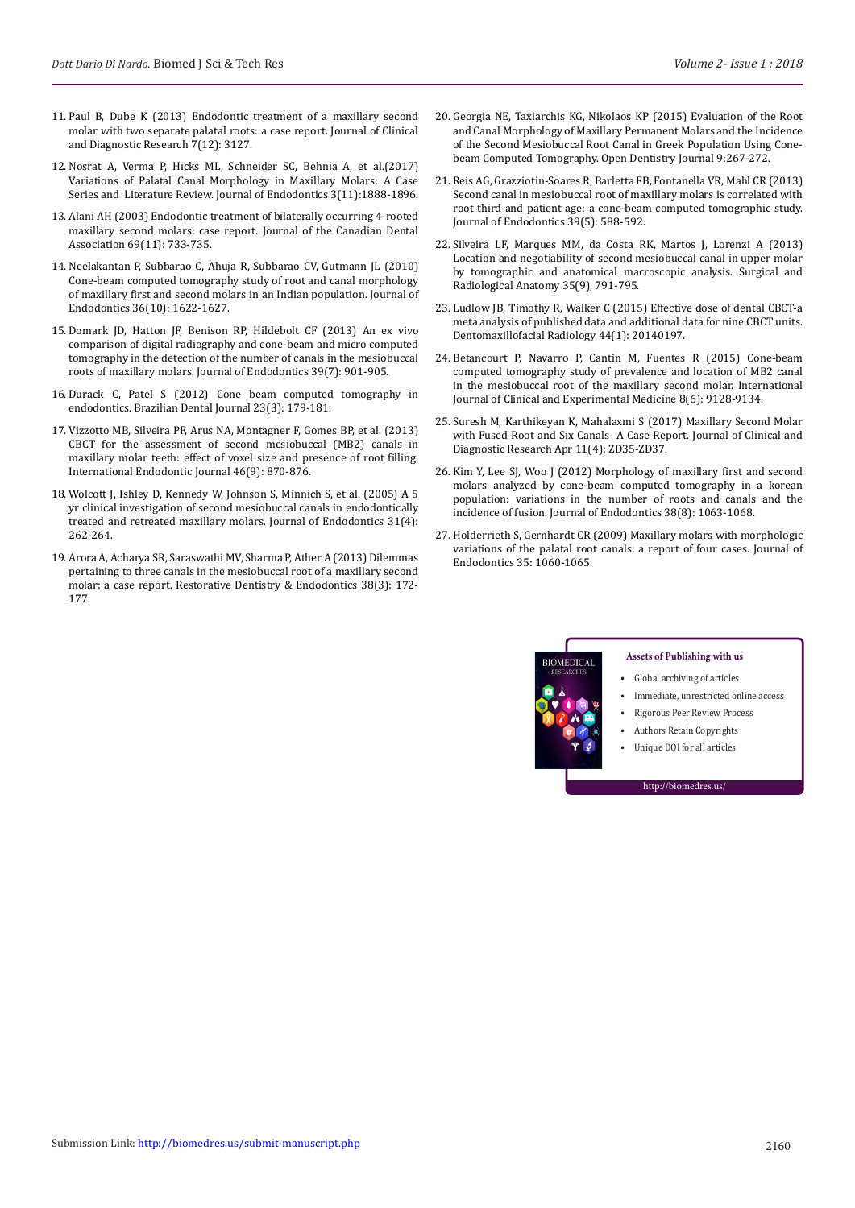11. Paul B, Dube K (2013) Endodontic treatment of a maxillary second molar with two separate palatal roots: a case report. Journal of Clinical and Diagnostic Research 7(12): 3127.
12. Nosrat A, Verma P, Hicks ML, Schneider SC, Behnia A, et al.(2017) Variations of Palatal Canal Morphology in Maxillary Molars: A Case Series and Literature Review. Journal of Endodontics 3(11):1888-1896.
13. Alani AH (2003) Endodontic treatment of bilaterally occurring 4-rooted maxillary second molars: case report. Journal of the Canadian Dental Association 69(11): 733-735.
14. Neelakantan P, Subbarao C, Ahuja R, Subbarao CV, Gutmann JL (2010) Cone-beam computed tomography study of root and canal morphology of maxillary first and second molars in an Indian population. Journal of Endodontics 36(10): 1622-1627.
15. Domark JD, Hatton JF, Benison RP, Hildebolt CF (2013) An ex vivo comparison of digital radiography and cone-beam and micro computed tomography in the detection of the number of canals in the mesiobuccal roots of maxillary molars. Journal of Endodontics 39(7): 901-905.
16. Durack C, Patel S (2012) Cone beam computed tomography in endodontics. Brazilian Dental Journal 23(3): 179-181.
17. Vizzotto MB, Silveira PF, Arus NA, Montagner F, Gomes BP, et al. (2013) CBCT for the assessment of second mesiobuccal (MB2) canals in maxillary molar teeth: effect of voxel size and presence of root filling. International Endodontic Journal 46(9): 870-876.
18. Wolcott J, Ishley D, Kennedy W, Johnson S, Minnich S, et al. (2005) A 5 yr clinical investigation of second mesiobuccal canals in endodontically treated and retreated maxillary molars. Journal of Endodontics 31(4): 262-264.
19. Arora A, Acharya SR, Saraswathi MV, Sharma P, Ather A (2013) Dilemmas pertaining to three canals in the mesiobuccal root of a maxillary second molar: a case report. Restorative Dentistry & Endodontics 38(3): 172-177.
20. Georgia NE, Taxiarchis KG, Nikolaos KP (2015) Evaluation of the Root and Canal Morphology of Maxillary Permanent Molars and the Incidence of the Second Mesiobuccal Root Canal in Greek Population Using Cone-beam Computed Tomography. Open Dentistry Journal 9:267-272.
21. Reis AG, Grazziotin-Soares R, Barletta FB, Fontanella VR, Mahl CR (2013) Second canal in mesiobuccal root of maxillary molars is correlated with root third and patient age: a cone-beam computed tomographic study. Journal of Endodontics 39(5): 588-592.
22. Silveira LF, Marques MM, da Costa RK, Martos J, Lorenzi A (2013) Location and negotiability of second mesiobuccal canal in upper molar by tomographic and anatomical macroscopic analysis. Surgical and Radiological Anatomy 35(9), 791-795.
23. Ludlow JB, Timothy R, Walker C (2015) Effective dose of dental CBCT-a meta analysis of published data and additional data for nine CBCT units. Dentomaxillofacial Radiology 44(1): 20140197.
24. Betancourt P, Navarro P, Cantin M, Fuentes R (2015) Cone-beam computed tomography study of prevalence and location of MB2 canal in the mesiobuccal root of the maxillary second molar. International Journal of Clinical and Experimental Medicine 8(6): 9128-9134.
25. Suresh M, Karthikeyan K, Mahalaxmi S (2017) Maxillary Second Molar with Fused Root and Six Canals- A Case Report. Journal of Clinical and Diagnostic Research Apr 11(4): ZD35-ZD37.
26. Kim Y, Lee SJ, Woo J (2012) Morphology of maxillary first and second molars analyzed by cone-beam computed tomography in a korean population: variations in the number of roots and canals and the incidence of fusion. Journal of Endodontics 38(8): 1063-1068.
27. Holderrieth S, Gernhardt CR (2009) Maxillary molars with morphologic variations of the palatal root canals: a report of four cases. Journal of Endodontics 35: 1060-1065.

**Assets of Publishing with us**

- Global archiving of articles
- Immediate, unrestricted online access
- Rigorous Peer Review Process
- Authors Retain Copyrights
- Unique DOI for all articles

http://biomedres.us/

Submission Link: http://biomedres.us/submit-manuscript.php